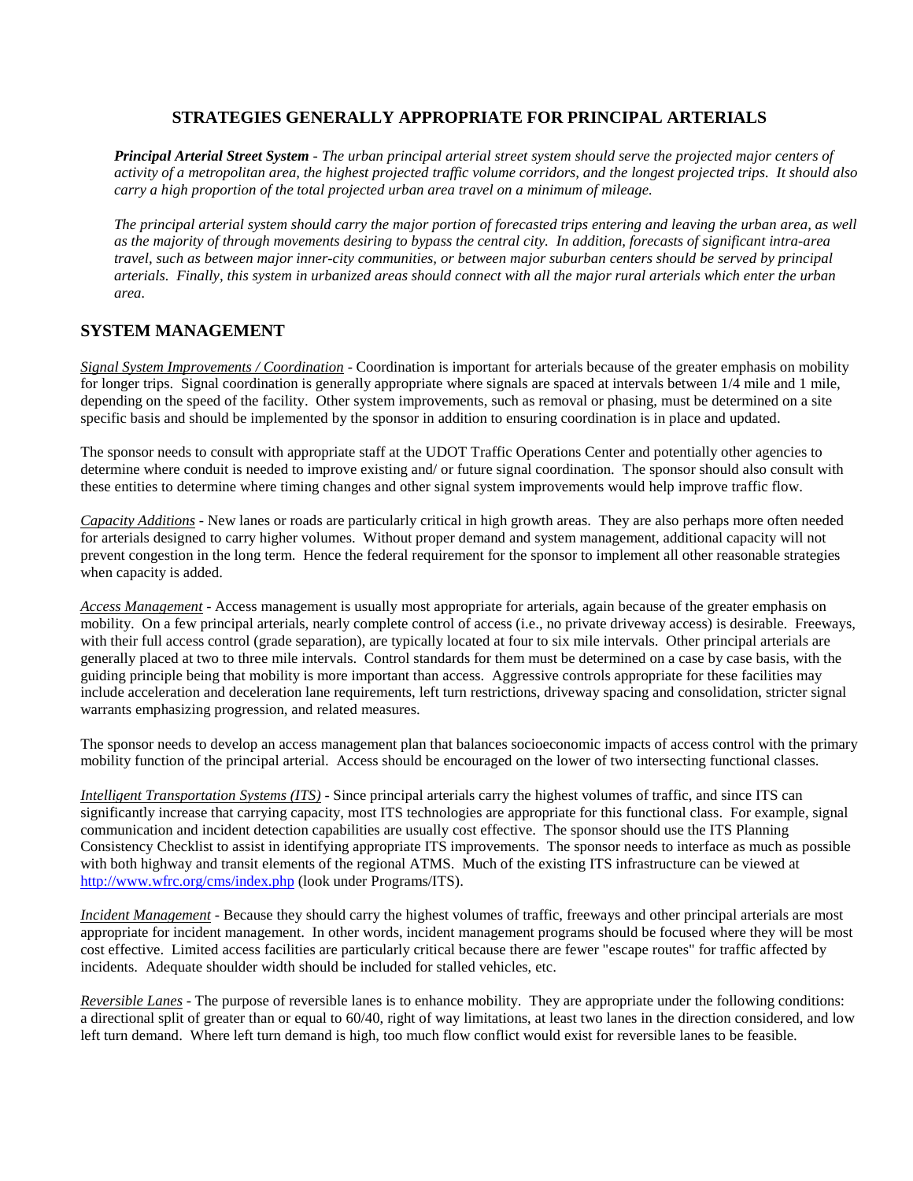# STRATEGIES GENERALLY APPROPRIATE FOR PRINCIPAL ARTERIALS

***Principal Arterial Street System*** *- The urban principal arterial street system should serve the projected major centers of activity of a metropolitan area, the highest projected traffic volume corridors, and the longest projected trips. It should also carry a high proportion of the total projected urban area travel on a minimum of mileage.*

*The principal arterial system should carry the major portion of forecasted trips entering and leaving the urban area, as well as the majority of through movements desiring to bypass the central city. In addition, forecasts of significant intra-area travel, such as between major inner-city communities, or between major suburban centers should be served by principal arterials. Finally, this system in urbanized areas should connect with all the major rural arterials which enter the urban area.*

## SYSTEM MANAGEMENT

*Signal System Improvements / Coordination* - Coordination is important for arterials because of the greater emphasis on mobility for longer trips. Signal coordination is generally appropriate where signals are spaced at intervals between 1/4 mile and 1 mile, depending on the speed of the facility. Other system improvements, such as removal or phasing, must be determined on a site specific basis and should be implemented by the sponsor in addition to ensuring coordination is in place and updated.

The sponsor needs to consult with appropriate staff at the UDOT Traffic Operations Center and potentially other agencies to determine where conduit is needed to improve existing and/ or future signal coordination. The sponsor should also consult with these entities to determine where timing changes and other signal system improvements would help improve traffic flow.

*Capacity Additions* - New lanes or roads are particularly critical in high growth areas. They are also perhaps more often needed for arterials designed to carry higher volumes. Without proper demand and system management, additional capacity will not prevent congestion in the long term. Hence the federal requirement for the sponsor to implement all other reasonable strategies when capacity is added.

*Access Management* - Access management is usually most appropriate for arterials, again because of the greater emphasis on mobility. On a few principal arterials, nearly complete control of access (i.e., no private driveway access) is desirable. Freeways, with their full access control (grade separation), are typically located at four to six mile intervals. Other principal arterials are generally placed at two to three mile intervals. Control standards for them must be determined on a case by case basis, with the guiding principle being that mobility is more important than access. Aggressive controls appropriate for these facilities may include acceleration and deceleration lane requirements, left turn restrictions, driveway spacing and consolidation, stricter signal warrants emphasizing progression, and related measures.

The sponsor needs to develop an access management plan that balances socioeconomic impacts of access control with the primary mobility function of the principal arterial. Access should be encouraged on the lower of two intersecting functional classes.

*Intelligent Transportation Systems (ITS)* - Since principal arterials carry the highest volumes of traffic, and since ITS can significantly increase that carrying capacity, most ITS technologies are appropriate for this functional class. For example, signal communication and incident detection capabilities are usually cost effective. The sponsor should use the ITS Planning Consistency Checklist to assist in identifying appropriate ITS improvements. The sponsor needs to interface as much as possible with both highway and transit elements of the regional ATMS. Much of the existing ITS infrastructure can be viewed at http://www.wfrc.org/cms/index.php (look under Programs/ITS).

*Incident Management* - Because they should carry the highest volumes of traffic, freeways and other principal arterials are most appropriate for incident management. In other words, incident management programs should be focused where they will be most cost effective. Limited access facilities are particularly critical because there are fewer "escape routes" for traffic affected by incidents. Adequate shoulder width should be included for stalled vehicles, etc.

*Reversible Lanes* - The purpose of reversible lanes is to enhance mobility. They are appropriate under the following conditions: a directional split of greater than or equal to 60/40, right of way limitations, at least two lanes in the direction considered, and low left turn demand. Where left turn demand is high, too much flow conflict would exist for reversible lanes to be feasible.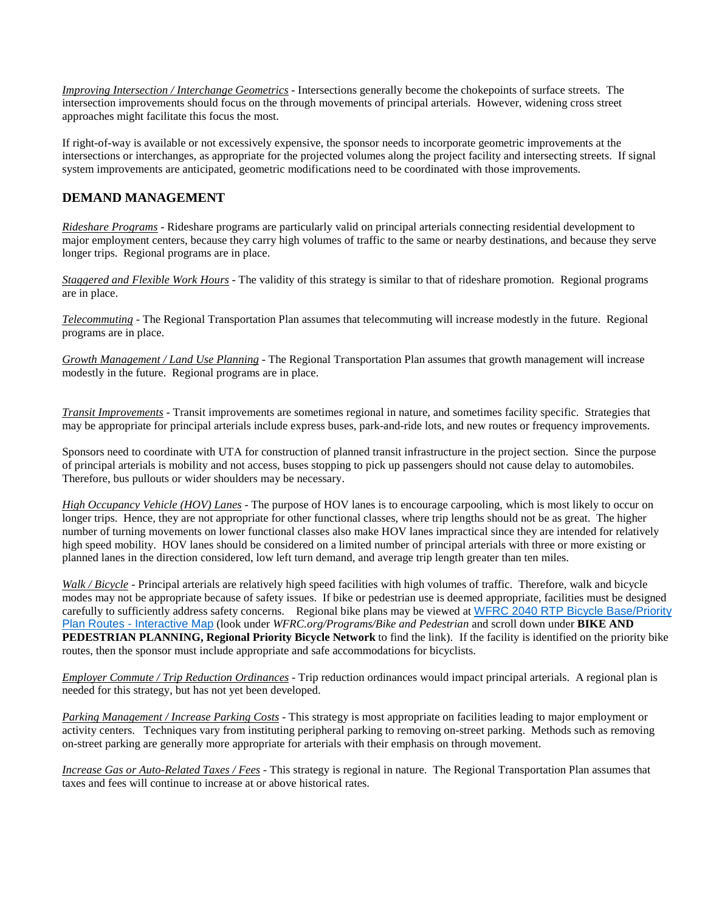*Improving Intersection / Interchange Geometrics* - Intersections generally become the chokepoints of surface streets. The intersection improvements should focus on the through movements of principal arterials. However, widening cross street approaches might facilitate this focus the most.

If right-of-way is available or not excessively expensive, the sponsor needs to incorporate geometric improvements at the intersections or interchanges, as appropriate for the projected volumes along the project facility and intersecting streets. If signal system improvements are anticipated, geometric modifications need to be coordinated with those improvements.

## DEMAND MANAGEMENT

*Rideshare Programs* - Rideshare programs are particularly valid on principal arterials connecting residential development to major employment centers, because they carry high volumes of traffic to the same or nearby destinations, and because they serve longer trips. Regional programs are in place.

*Staggered and Flexible Work Hours* - The validity of this strategy is similar to that of rideshare promotion. Regional programs are in place.

*Telecommuting* - The Regional Transportation Plan assumes that telecommuting will increase modestly in the future. Regional programs are in place.

*Growth Management / Land Use Planning* - The Regional Transportation Plan assumes that growth management will increase modestly in the future. Regional programs are in place.

*Transit Improvements* - Transit improvements are sometimes regional in nature, and sometimes facility specific. Strategies that may be appropriate for principal arterials include express buses, park-and-ride lots, and new routes or frequency improvements.

Sponsors need to coordinate with UTA for construction of planned transit infrastructure in the project section. Since the purpose of principal arterials is mobility and not access, buses stopping to pick up passengers should not cause delay to automobiles. Therefore, bus pullouts or wider shoulders may be necessary.

*High Occupancy Vehicle (HOV) Lanes* - The purpose of HOV lanes is to encourage carpooling, which is most likely to occur on longer trips. Hence, they are not appropriate for other functional classes, where trip lengths should not be as great. The higher number of turning movements on lower functional classes also make HOV lanes impractical since they are intended for relatively high speed mobility. HOV lanes should be considered on a limited number of principal arterials with three or more existing or planned lanes in the direction considered, low left turn demand, and average trip length greater than ten miles.

*Walk / Bicycle* - Principal arterials are relatively high speed facilities with high volumes of traffic. Therefore, walk and bicycle modes may not be appropriate because of safety issues. If bike or pedestrian use is deemed appropriate, facilities must be designed carefully to sufficiently address safety concerns. Regional bike plans may be viewed at WFRC 2040 RTP Bicycle Base/Priority Plan Routes - Interactive Map (look under *WFRC.org/Programs/Bike and Pedestrian* and scroll down under **BIKE AND PEDESTRIAN PLANNING, Regional Priority Bicycle Network** to find the link). If the facility is identified on the priority bike routes, then the sponsor must include appropriate and safe accommodations for bicyclists.

*Employer Commute / Trip Reduction Ordinances* - Trip reduction ordinances would impact principal arterials. A regional plan is needed for this strategy, but has not yet been developed.

*Parking Management / Increase Parking Costs* - This strategy is most appropriate on facilities leading to major employment or activity centers. Techniques vary from instituting peripheral parking to removing on-street parking. Methods such as removing on-street parking are generally more appropriate for arterials with their emphasis on through movement.

*Increase Gas or Auto-Related Taxes / Fees* - This strategy is regional in nature. The Regional Transportation Plan assumes that taxes and fees will continue to increase at or above historical rates.